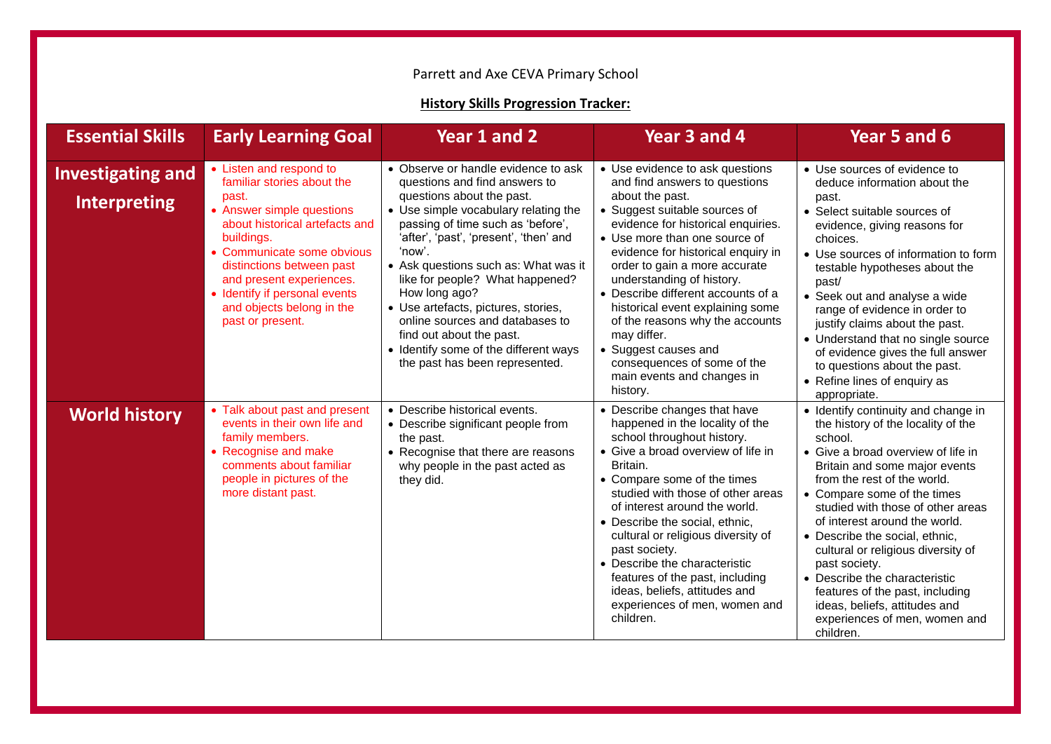Parrett and Axe CEVA Primary School

**History Skills Progression Tracker:**

| Essential Skills | Early Learning Goal | Year 1 and 2 | Year 3 and 4 | Year 5 and 6 |
|---|---|---|---|---|
| **Investigating and Interpreting** | • Listen and respond to familiar stories about the past.<br>• Answer simple questions about historical artefacts and buildings.<br>• Communicate some obvious distinctions between past and present experiences.<br>• Identify if personal events and objects belong in the past or present. | • Observe or handle evidence to ask questions and find answers to questions about the past.<br>• Use simple vocabulary relating the passing of time such as 'before', 'after', 'past', 'present', 'then' and 'now'.<br>• Ask questions such as: What was it like for people? What happened? How long ago?<br>• Use artefacts, pictures, stories, online sources and databases to find out about the past.<br>• Identify some of the different ways the past has been represented. | • Use evidence to ask questions and find answers to questions about the past.<br>• Suggest suitable sources of evidence for historical enquiries.<br>• Use more than one source of evidence for historical enquiry in order to gain a more accurate understanding of history.<br>• Describe different accounts of a historical event explaining some of the reasons why the accounts may differ.<br>• Suggest causes and consequences of some of the main events and changes in history. | • Use sources of evidence to deduce information about the past.<br>• Select suitable sources of evidence, giving reasons for choices.<br>• Use sources of information to form testable hypotheses about the past/<br>• Seek out and analyse a wide range of evidence in order to justify claims about the past.<br>• Understand that no single source of evidence gives the full answer to questions about the past.<br>• Refine lines of enquiry as appropriate. |
| **World history** | • Talk about past and present events in their own life and family members.<br>• Recognise and make comments about familiar people in pictures of the more distant past. | • Describe historical events.<br>• Describe significant people from the past.<br>• Recognise that there are reasons why people in the past acted as they did. | • Describe changes that have happened in the locality of the school throughout history.<br>• Give a broad overview of life in Britain.<br>• Compare some of the times studied with those of other areas of interest around the world.<br>• Describe the social, ethnic, cultural or religious diversity of past society.<br>• Describe the characteristic features of the past, including ideas, beliefs, attitudes and experiences of men, women and children. | • Identify continuity and change in the history of the locality of the school.<br>• Give a broad overview of life in Britain and some major events from the rest of the world.<br>• Compare some of the times studied with those of other areas of interest around the world.<br>• Describe the social, ethnic, cultural or religious diversity of past society.<br>• Describe the characteristic features of the past, including ideas, beliefs, attitudes and experiences of men, women and children. |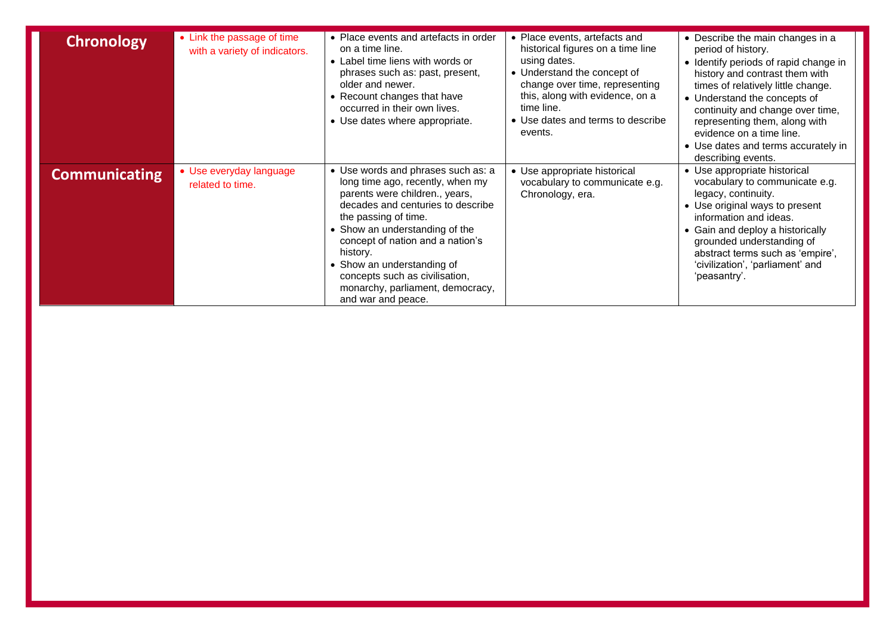| | | | | |
|---|---|---|---|---|
| **Chronology** | • Link the passage of time with a variety of indicators. | • Place events and artefacts in order on a time line.<br>• Label time liens with words or phrases such as: past, present, older and newer.<br>• Recount changes that have occurred in their own lives.<br>• Use dates where appropriate. | • Place events, artefacts and historical figures on a time line using dates.<br>• Understand the concept of change over time, representing this, along with evidence, on a time line.<br>• Use dates and terms to describe events. | • Describe the main changes in a period of history.<br>• Identify periods of rapid change in history and contrast them with times of relatively little change.<br>• Understand the concepts of continuity and change over time, representing them, along with evidence on a time line.<br>• Use dates and terms accurately in describing events. |
| **Communicating** | • Use everyday language related to time. | • Use words and phrases such as: a long time ago, recently, when my parents were children., years, decades and centuries to describe the passing of time.<br>• Show an understanding of the concept of nation and a nation's history.<br>• Show an understanding of concepts such as civilisation, monarchy, parliament, democracy, and war and peace. | • Use appropriate historical vocabulary to communicate e.g. Chronology, era. | • Use appropriate historical vocabulary to communicate e.g. legacy, continuity.<br>• Use original ways to present information and ideas.<br>• Gain and deploy a historically grounded understanding of abstract terms such as 'empire', 'civilization', 'parliament' and 'peasantry'. |